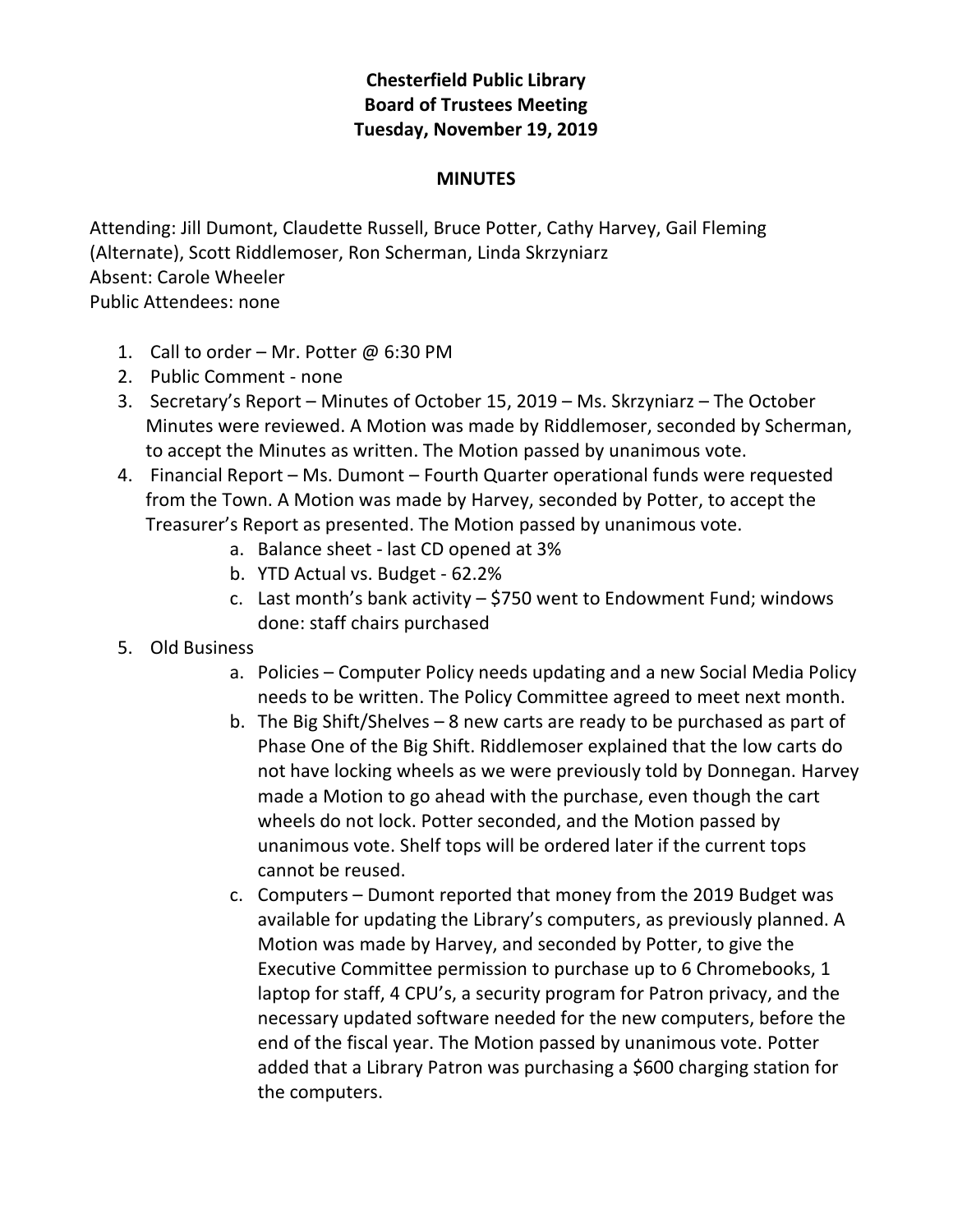**Chesterfield Public Library**
**Board of Trustees Meeting**
**Tuesday, November 19, 2019**

**MINUTES**

Attending: Jill Dumont, Claudette Russell, Bruce Potter, Cathy Harvey, Gail Fleming (Alternate), Scott Riddlemoser, Ron Scherman, Linda Skrzyniarz
Absent: Carole Wheeler
Public Attendees: none

1. Call to order – Mr. Potter @ 6:30 PM
2. Public Comment - none
3. Secretary's Report – Minutes of October 15, 2019 – Ms. Skrzyniarz – The October Minutes were reviewed. A Motion was made by Riddlemoser, seconded by Scherman, to accept the Minutes as written. The Motion passed by unanimous vote.
4. Financial Report – Ms. Dumont – Fourth Quarter operational funds were requested from the Town. A Motion was made by Harvey, seconded by Potter, to accept the Treasurer's Report as presented. The Motion passed by unanimous vote.
   a. Balance sheet - last CD opened at 3%
   b. YTD Actual vs. Budget - 62.2%
   c. Last month's bank activity – $750 went to Endowment Fund; windows done: staff chairs purchased
5. Old Business
   a. Policies – Computer Policy needs updating and a new Social Media Policy needs to be written. The Policy Committee agreed to meet next month.
   b. The Big Shift/Shelves – 8 new carts are ready to be purchased as part of Phase One of the Big Shift. Riddlemoser explained that the low carts do not have locking wheels as we were previously told by Donnegan. Harvey made a Motion to go ahead with the purchase, even though the cart wheels do not lock. Potter seconded, and the Motion passed by unanimous vote. Shelf tops will be ordered later if the current tops cannot be reused.
   c. Computers – Dumont reported that money from the 2019 Budget was available for updating the Library's computers, as previously planned. A Motion was made by Harvey, and seconded by Potter, to give the Executive Committee permission to purchase up to 6 Chromebooks, 1 laptop for staff, 4 CPU's, a security program for Patron privacy, and the necessary updated software needed for the new computers, before the end of the fiscal year. The Motion passed by unanimous vote. Potter added that a Library Patron was purchasing a $600 charging station for the computers.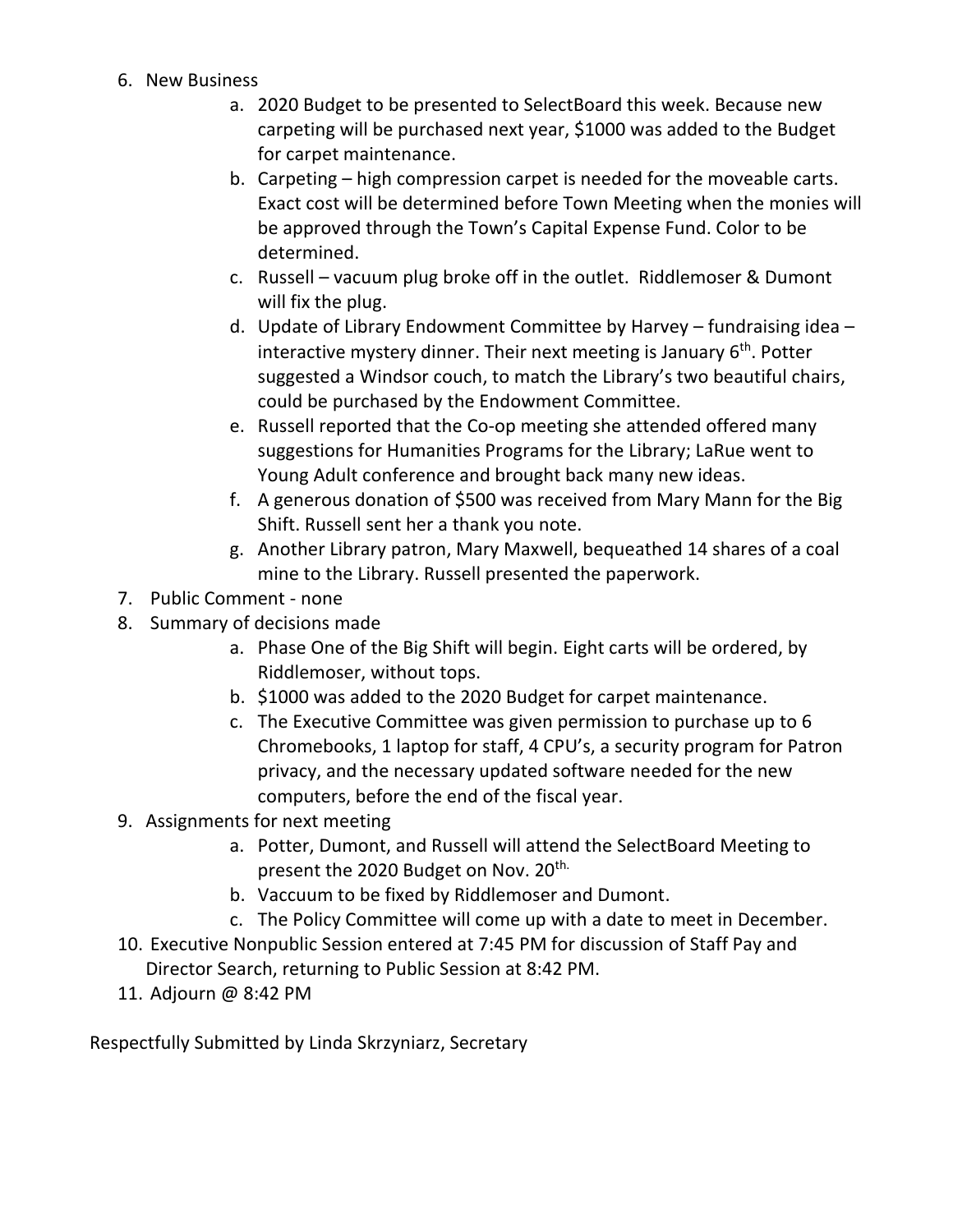6. New Business
   a. 2020 Budget to be presented to SelectBoard this week. Because new carpeting will be purchased next year, $1000 was added to the Budget for carpet maintenance.
   b. Carpeting – high compression carpet is needed for the moveable carts. Exact cost will be determined before Town Meeting when the monies will be approved through the Town's Capital Expense Fund. Color to be determined.
   c. Russell – vacuum plug broke off in the outlet. Riddlemoser & Dumont will fix the plug.
   d. Update of Library Endowment Committee by Harvey – fundraising idea – interactive mystery dinner. Their next meeting is January 6th. Potter suggested a Windsor couch, to match the Library's two beautiful chairs, could be purchased by the Endowment Committee.
   e. Russell reported that the Co-op meeting she attended offered many suggestions for Humanities Programs for the Library; LaRue went to Young Adult conference and brought back many new ideas.
   f. A generous donation of $500 was received from Mary Mann for the Big Shift. Russell sent her a thank you note.
   g. Another Library patron, Mary Maxwell, bequeathed 14 shares of a coal mine to the Library. Russell presented the paperwork.
7. Public Comment - none
8. Summary of decisions made
   a. Phase One of the Big Shift will begin. Eight carts will be ordered, by Riddlemoser, without tops.
   b. $1000 was added to the 2020 Budget for carpet maintenance.
   c. The Executive Committee was given permission to purchase up to 6 Chromebooks, 1 laptop for staff, 4 CPU's, a security program for Patron privacy, and the necessary updated software needed for the new computers, before the end of the fiscal year.
9. Assignments for next meeting
   a. Potter, Dumont, and Russell will attend the SelectBoard Meeting to present the 2020 Budget on Nov. 20th.
   b. Vaccuum to be fixed by Riddlemoser and Dumont.
   c. The Policy Committee will come up with a date to meet in December.
10. Executive Nonpublic Session entered at 7:45 PM for discussion of Staff Pay and Director Search, returning to Public Session at 8:42 PM.
11. Adjourn @ 8:42 PM

Respectfully Submitted by Linda Skrzyniarz, Secretary